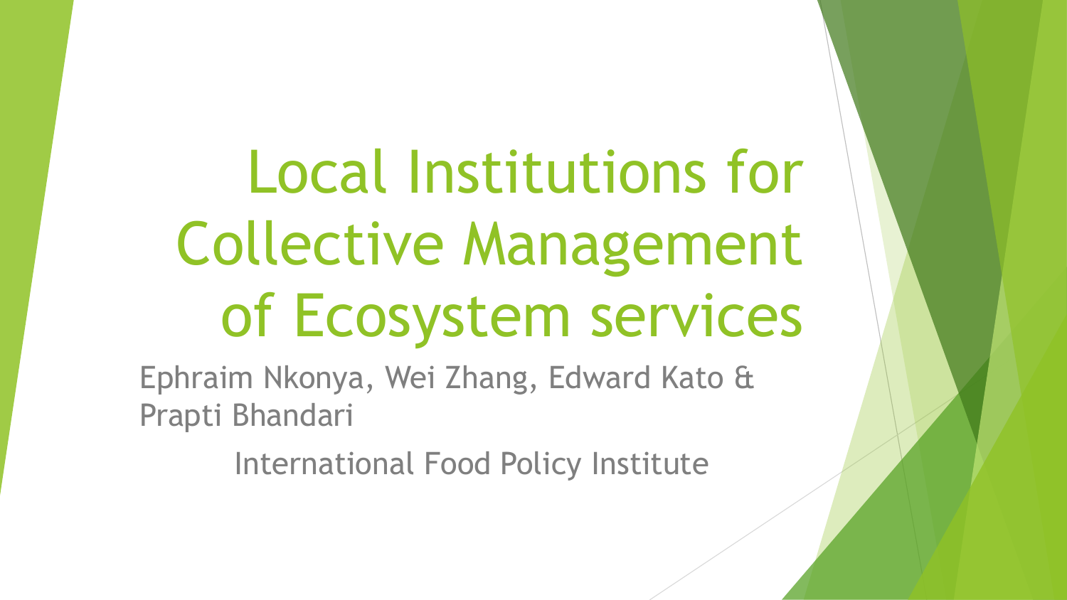# Local Institutions for Collective Management of Ecosystem services

Ephraim Nkonya, Wei Zhang, Edward Kato & Prapti Bhandari

International Food Policy Institute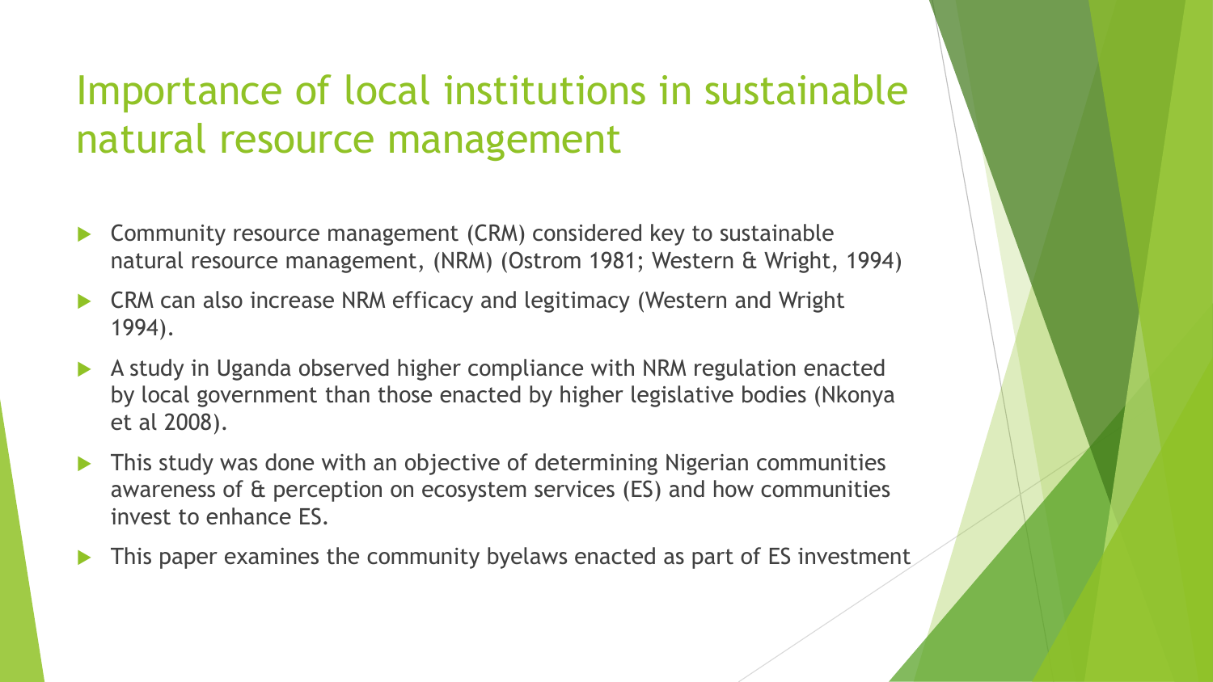# Importance of local institutions in sustainable natural resource management

- Community resource management (CRM) considered key to sustainable natural resource management, (NRM) (Ostrom 1981; Western & Wright, 1994)
- CRM can also increase NRM efficacy and legitimacy (Western and Wright 1994).
- A study in Uganda observed higher compliance with NRM regulation enacted by local government than those enacted by higher legislative bodies (Nkonya et al 2008).
- This study was done with an objective of determining Nigerian communities awareness of & perception on ecosystem services (ES) and how communities invest to enhance ES.
- This paper examines the community byelaws enacted as part of ES investment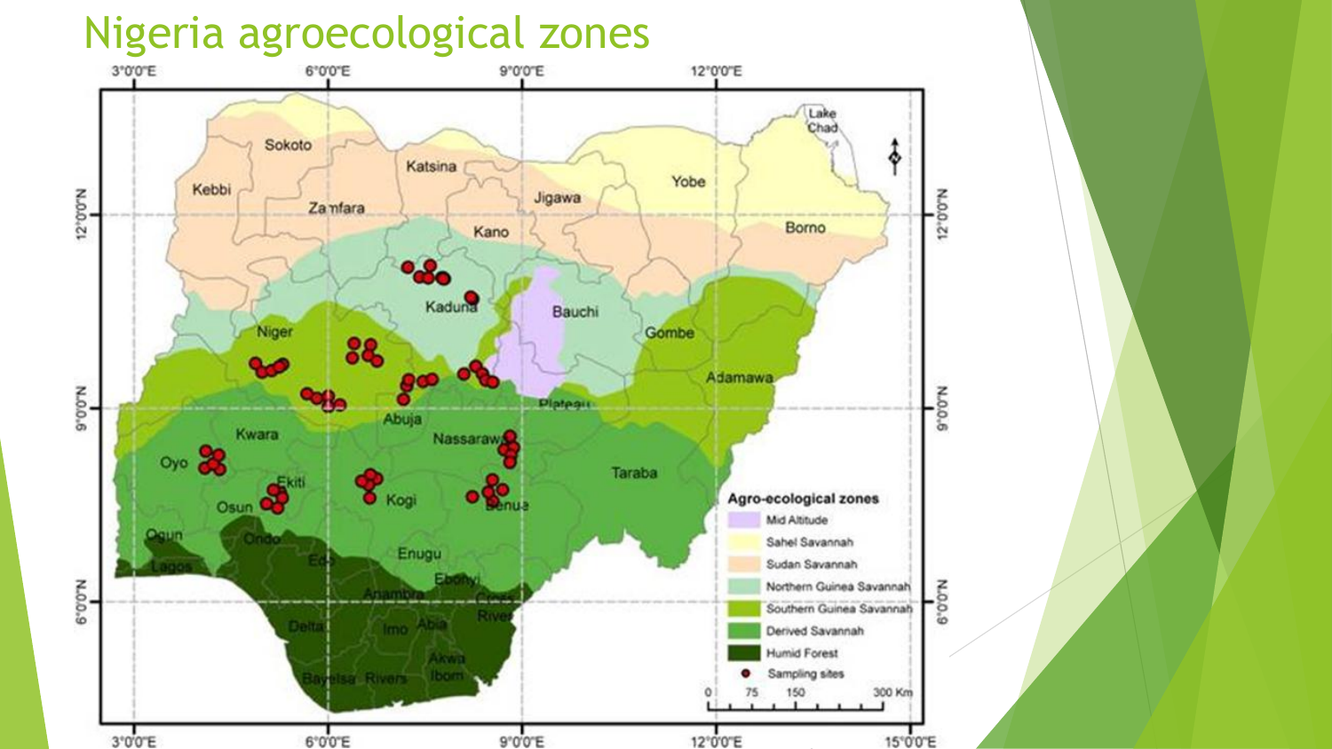# Nigeria agroecological zones

3°0'0"E 6°0'0"E 9°0'0"E 12°0'0"E 15°0'0"E

12°0'0"N 9°0'0"N 6°0'0"N

Sokoto, Kebbi, Zamfara, Katsina, Kano, Jigawa, Yobe, Borno, Lake Chad, Kaduna, Bauchi, Gombe, Niger, Adamawa, Plateau, Abuja, Kwara, Nassarawa, Oyo, Taraba, Ekiti, Osun, Kogi, Benue, Ogun, Ondo, Lagos, Edo, Enugu, Ebonyi, Anambra, Cross River, Delta, Imo, Abia, Akwa Ibom, Bayelsa, Rivers

**Agro-ecological zones**

- Mid Altitude
- Sahel Savannah
- Sudan Savannah
- Northern Guinea Savannah
- Southern Guinea Savannah
- Derived Savannah
- Humid Forest
- Sampling sites

0 75 150 300 Km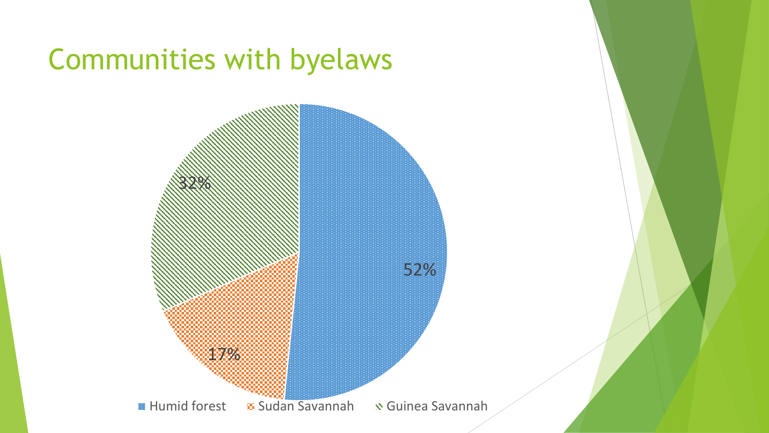# Communities with byelaws

52%

17%

32%

Humid forest   Sudan Savannah   Guinea Savannah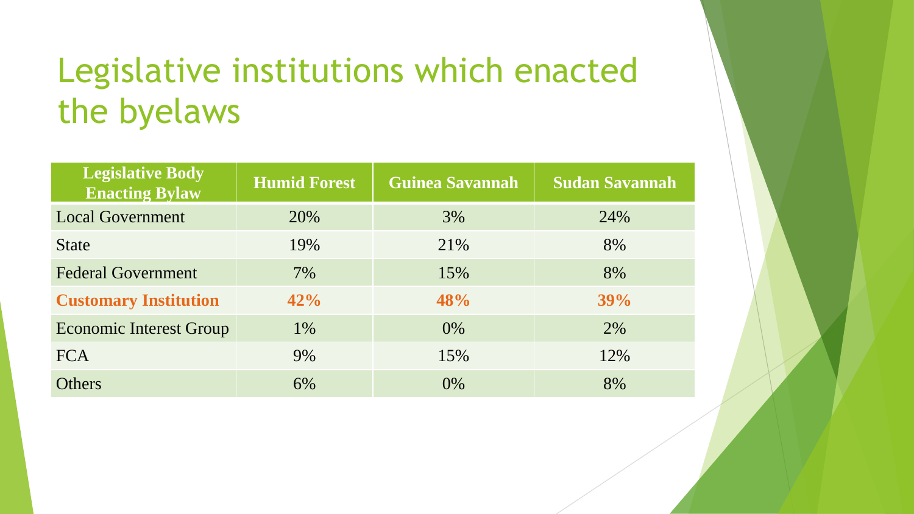# Legislative institutions which enacted the byelaws

| Legislative Body Enacting Bylaw | Humid Forest | Guinea Savannah | Sudan Savannah |
|---|---|---|---|
| Local Government | 20% | 3% | 24% |
| State | 19% | 21% | 8% |
| Federal Government | 7% | 15% | 8% |
| **Customary Institution** | **42%** | **48%** | **39%** |
| Economic Interest Group | 1% | 0% | 2% |
| FCA | 9% | 15% | 12% |
| Others | 6% | 0% | 8% |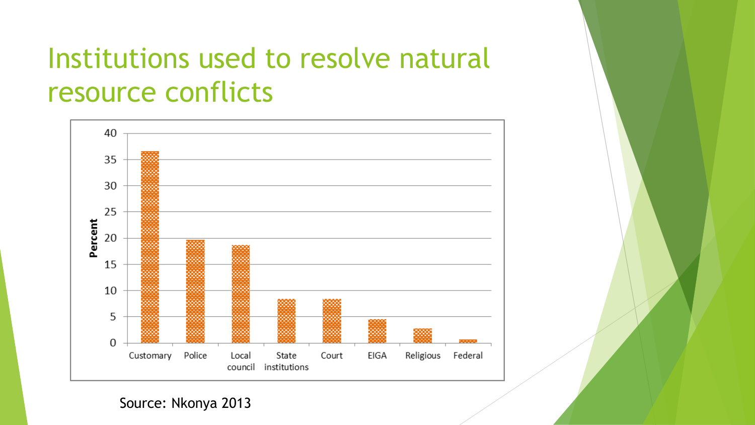# Institutions used to resolve natural resource conflicts

Percent

40
35
30
25
20
15
10
5
0

Customary | Police | Local council | State institutions | Court | EIGA | Religious | Federal

Source: Nkonya 2013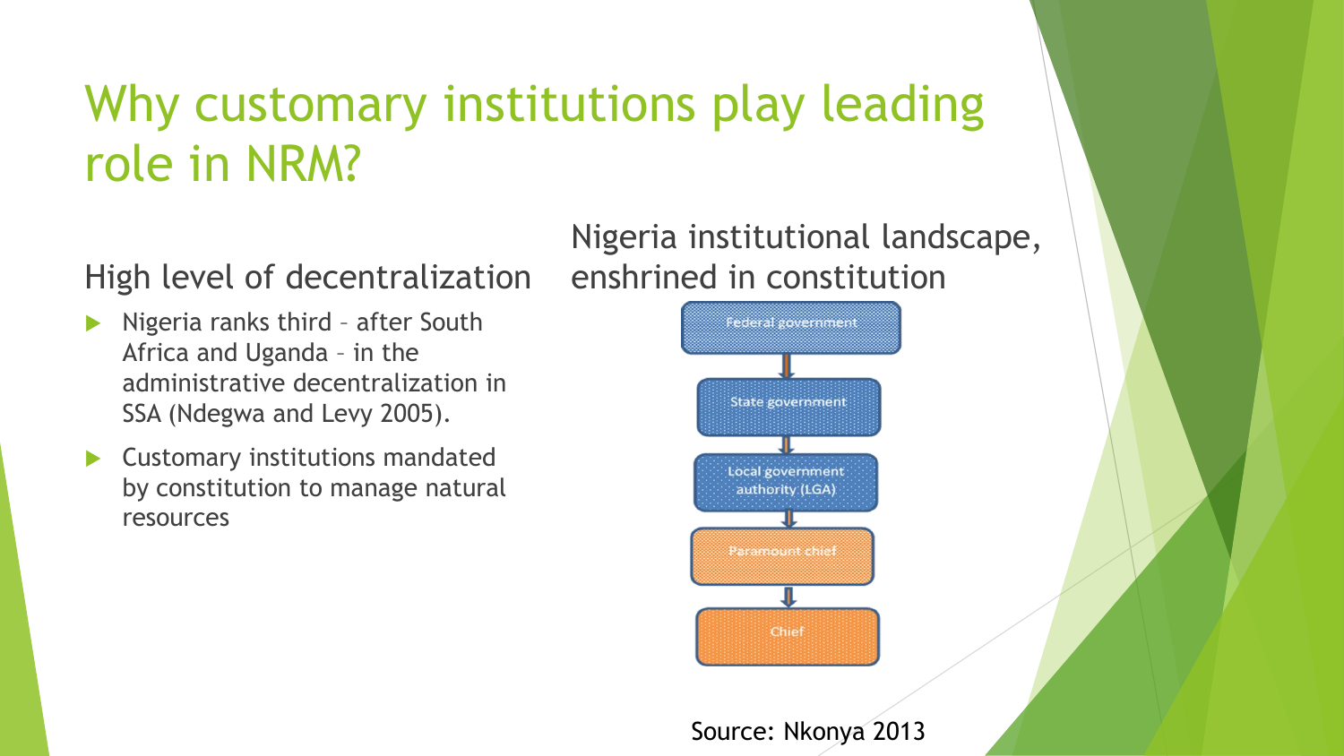# Why customary institutions play leading role in NRM?

## High level of decentralization

- Nigeria ranks third – after South Africa and Uganda – in the administrative decentralization in SSA (Ndegwa and Levy 2005).
- Customary institutions mandated by constitution to manage natural resources

## Nigeria institutional landscape, enshrined in constitution

Federal government → State government → Local government authority (LGA) → Paramount chief → Chief

Source: Nkonya 2013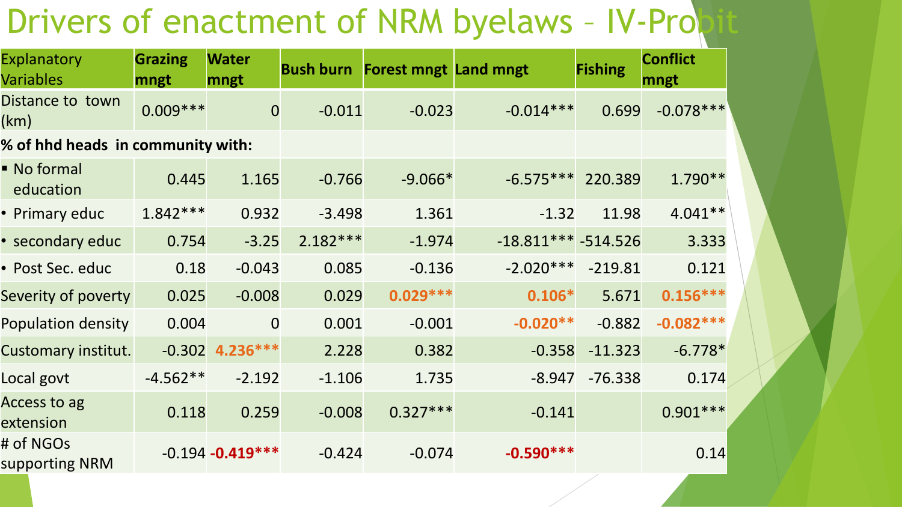# Drivers of enactment of NRM byelaws – IV-Probit

| Explanatory Variables | Grazing mngt | Water mngt | Bush burn | Forest mngt | Land mngt | Fishing | Conflict mngt |
|---|---|---|---|---|---|---|---|
| Distance to town (km) | 0.009*** | 0 | -0.011 | -0.023 | -0.014*** | 0.699 | -0.078*** |
| **% of hhd heads in community with:** | | | | | | | |
| ▪ No formal education | 0.445 | 1.165 | -0.766 | -9.066* | -6.575*** | 220.389 | 1.790** |
| • Primary educ | 1.842*** | 0.932 | -3.498 | 1.361 | -1.32 | 11.98 | 4.041** |
| • secondary educ | 0.754 | -3.25 | 2.182*** | -1.974 | -18.811*** | -514.526 | 3.333 |
| • Post Sec. educ | 0.18 | -0.043 | 0.085 | -0.136 | -2.020*** | -219.81 | 0.121 |
| Severity of poverty | 0.025 | -0.008 | 0.029 | **0.029*** ** | **0.106*** | 5.671 | **0.156*** ** |
| Population density | 0.004 | 0 | 0.001 | -0.001 | **-0.020*** ** | -0.882 | **-0.082*** ** |
| Customary institut. | -0.302 | **4.236*** ** | 2.228 | 0.382 | -0.358 | -11.323 | -6.778* |
| Local govt | -4.562** | -2.192 | -1.106 | 1.735 | -8.947 | -76.338 | 0.174 |
| Access to ag extension | 0.118 | 0.259 | -0.008 | 0.327*** | -0.141 | | 0.901*** |
| # of NGOs supporting NRM | -0.194 | **-0.419*** ** | -0.424 | -0.074 | **-0.590*** ** | | 0.14 |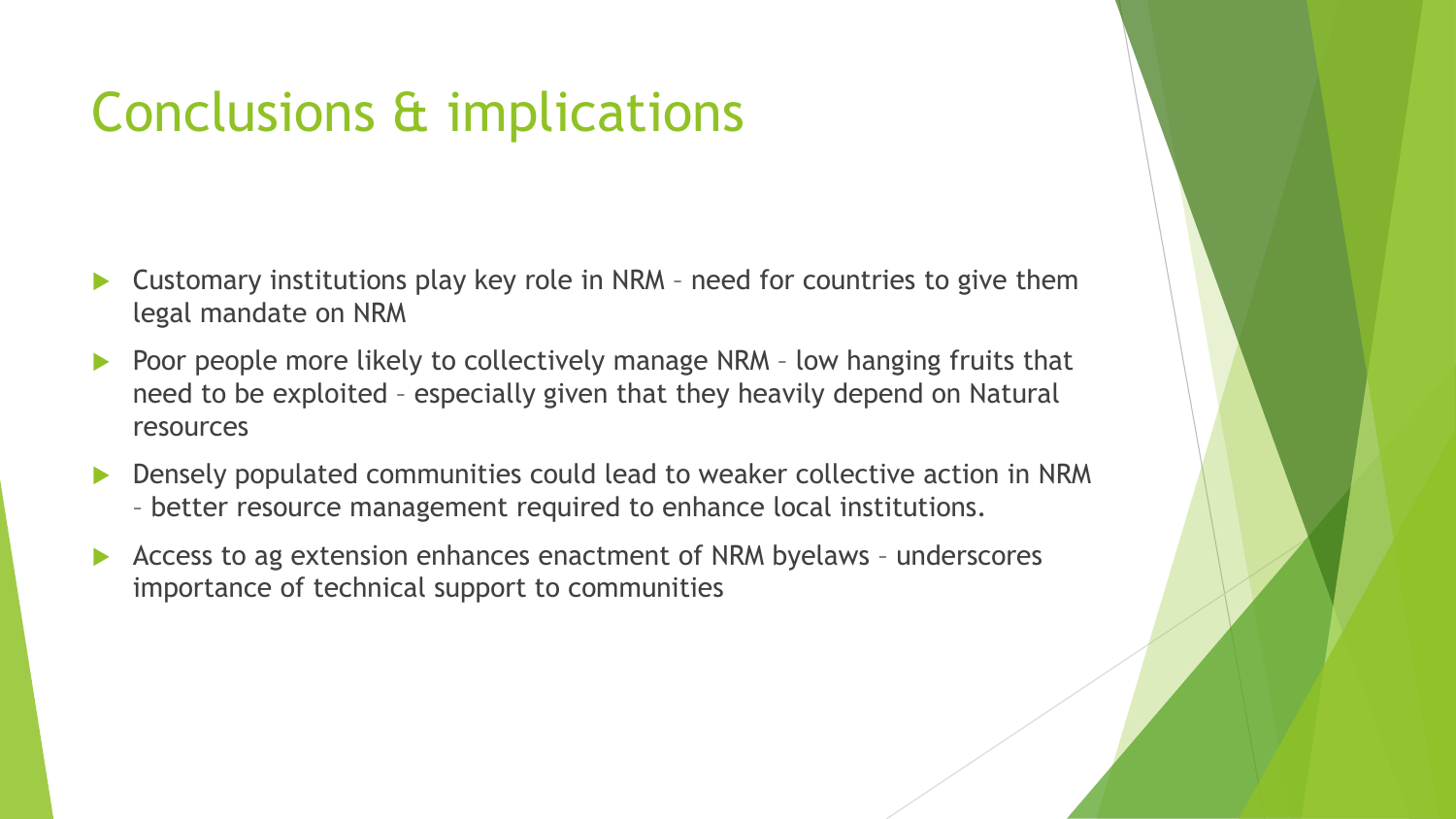# Conclusions & implications

- Customary institutions play key role in NRM – need for countries to give them legal mandate on NRM
- Poor people more likely to collectively manage NRM – low hanging fruits that need to be exploited – especially given that they heavily depend on Natural resources
- Densely populated communities could lead to weaker collective action in NRM – better resource management required to enhance local institutions.
- Access to ag extension enhances enactment of NRM byelaws – underscores importance of technical support to communities